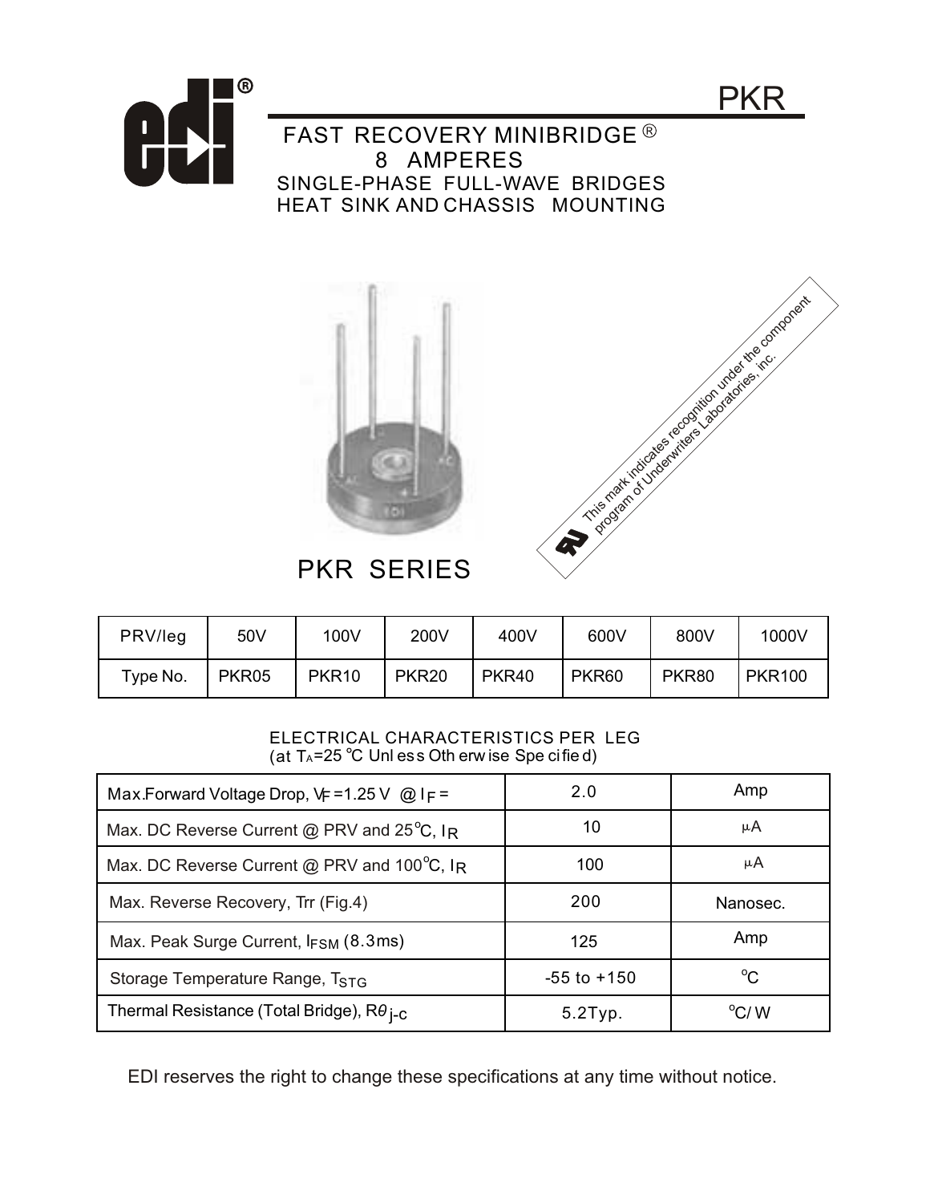# PKR

## FAST RECOVERY MINIBRIDGE ®
## 8 AMPERES
### SINGLE-PHASE FULL-WAVE BRIDGES
### HEAT SINK AND CHASSIS MOUNTING

This mark indicates recognition under the component program of Underwriters Laboratories, inc.

PKR SERIES

| PRV/leg | 50V | 100V | 200V | 400V | 600V | 800V | 1000V |
|---|---|---|---|---|---|---|---|
| Type No. | PKR05 | PKR10 | PKR20 | PKR40 | PKR60 | PKR80 | PKR100 |

ELECTRICAL CHARACTERISTICS PER LEG
(at $T_A$=25 °C Unless Otherwise Specified)

| | | |
|---|---|---|
| Max.Forward Voltage Drop, $V_F$ =1.25 V @ $I_F$ = | 2.0 | Amp |
| Max. DC Reverse Current @ PRV and 25°C, $I_R$ | 10 | µA |
| Max. DC Reverse Current @ PRV and 100°C, $I_R$ | 100 | µA |
| Max. Reverse Recovery, Trr (Fig.4) | 200 | Nanosec. |
| Max. Peak Surge Current, $I_{FSM}$ (8.3ms) | 125 | Amp |
| Storage Temperature Range, $T_{STG}$ | -55 to +150 | °C |
| Thermal Resistance (Total Bridge), $R\theta_{j\text{-}c}$ | 5.2Typ. | °C/W |

EDI reserves the right to change these specifications at any time without notice.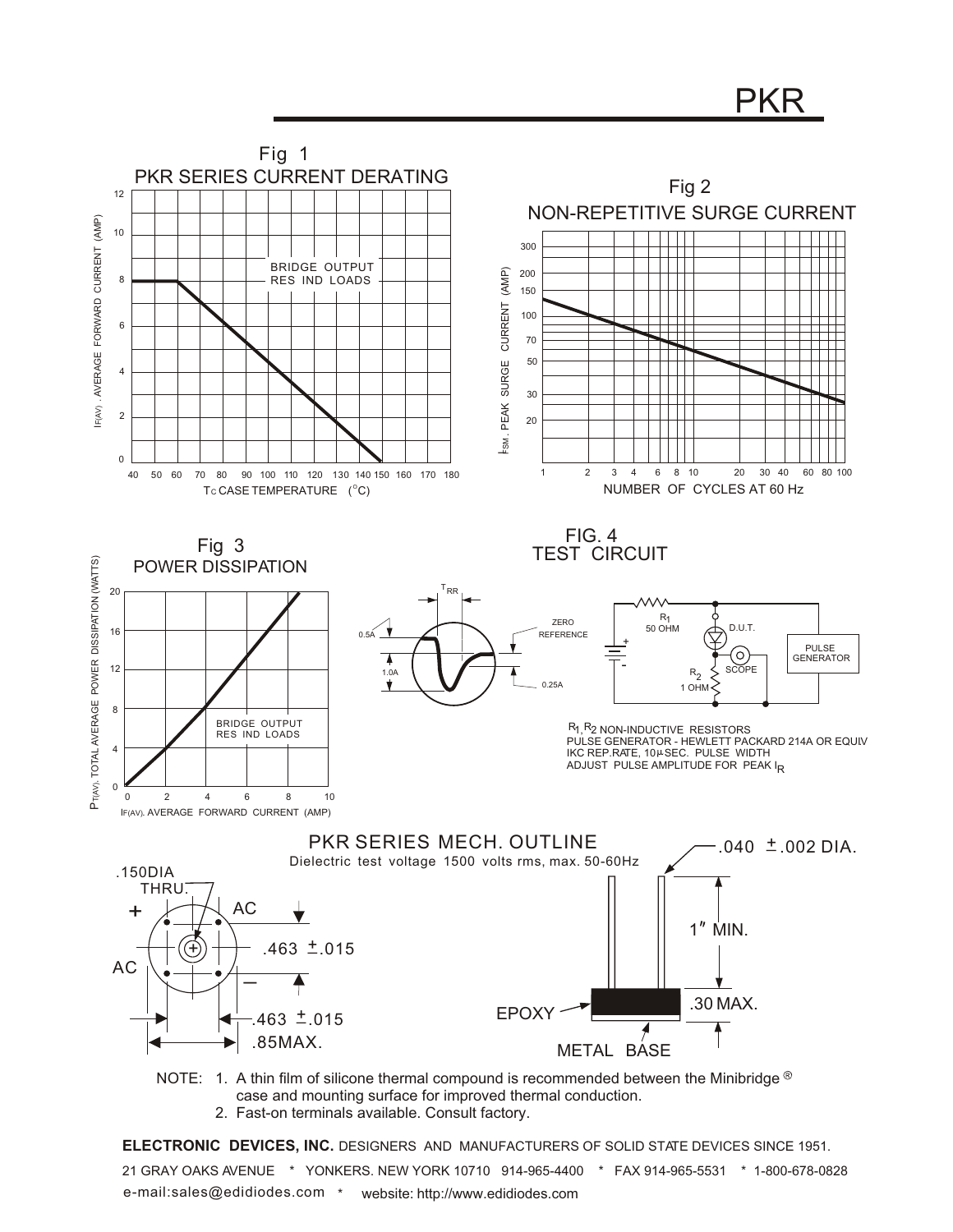# PKR

## Fig 1
PKR SERIES CURRENT DERATING

I F(AV) . AVERAGE FORWARD CURRENT (AMP)

12
10
8
6
4
2
0

BRIDGE OUTPUT
RES IND LOADS

40 50 60 70 80 90 100 110 120 130 140 150 160 170 180

T C CASE TEMPERATURE (°C)

## Fig 2
NON-REPETITIVE SURGE CURRENT

I SM . PEAK SURGE CURRENT (AMP)

300
200
150
100
70
50
30
20

1 2 3 4 6 8 10 20 30 40 60 80 100

NUMBER OF CYCLES AT 60 Hz

## Fig 3
POWER DISSIPATION

P T(AV) . TOTAL AVERAGE POWER DISSIPATION (WATTS)

20
16
12
8
4
0

BRIDGE OUTPUT
RES IND LOADS

0 2 4 6 8 10

I F(AV) . AVERAGE FORWARD CURRENT (AMP)

## FIG. 4
TEST CIRCUIT

$T_{RR}$

0.5A

1.0A

ZERO REFERENCE

0.25A

$R_1$ 50 OHM

D.U.T.

$R_2$ 1 OHM

SCOPE

PULSE GENERATOR

$R_1$, $R_2$ NON-INDUCTIVE RESISTORS
PULSE GENERATOR - HEWLETT PACKARD 214A OR EQUIV
IKC REP.RATE, 10µSEC. PULSE WIDTH
ADJUST PULSE AMPLITUDE FOR PEAK $I_R$

## PKR SERIES MECH. OUTLINE

Dielectric test voltage 1500 volts rms, max. 50-60Hz

.150DIA THRU.

\+ AC

AC −

.463 ±.015

.463 ±.015

.85MAX.

.040 ±.002 DIA.

1" MIN.

.30 MAX.

EPOXY

METAL BASE

NOTE: 1. A thin film of silicone thermal compound is recommended between the Minibridge ® case and mounting surface for improved thermal conduction.
2. Fast-on terminals available. Consult factory.

**ELECTRONIC DEVICES, INC.** DESIGNERS AND MANUFACTURERS OF SOLID STATE DEVICES SINCE 1951.

21 GRAY OAKS AVENUE * YONKERS. NEW YORK 10710 914-965-4400 * FAX 914-965-5531 * 1-800-678-0828

e-mail:sales@edidiodes.com * website: http://www.edidiodes.com